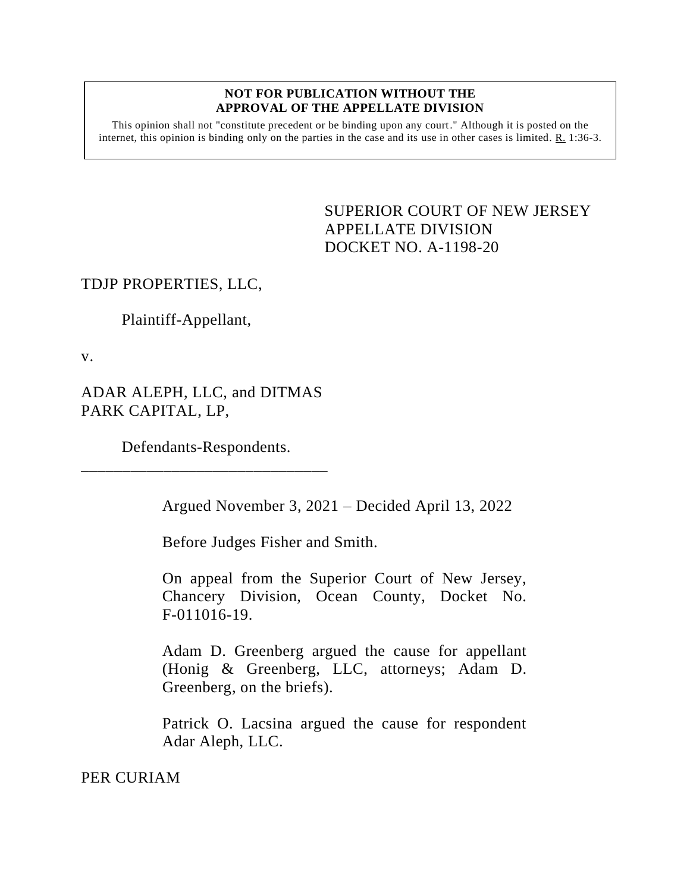**NOT FOR PUBLICATION WITHOUT THE APPROVAL OF THE APPELLATE DIVISION**

This opinion shall not "constitute precedent or be binding upon any court." Although it is posted on the internet, this opinion is binding only on the parties in the case and its use in other cases is limited. R. 1:36-3.

SUPERIOR COURT OF NEW JERSEY
APPELLATE DIVISION
DOCKET NO. A-1198-20

TDJP PROPERTIES, LLC,

Plaintiff-Appellant,

v.

ADAR ALEPH, LLC, and DITMAS PARK CAPITAL, LP,

Defendants-Respondents.

\_\_\_\_\_\_\_\_\_\_\_\_\_\_\_\_\_\_\_\_\_\_\_\_\_\_\_\_\_\_\_\_

Argued November 3, 2021 – Decided April 13, 2022

Before Judges Fisher and Smith.

On appeal from the Superior Court of New Jersey, Chancery Division, Ocean County, Docket No. F-011016-19.

Adam D. Greenberg argued the cause for appellant (Honig & Greenberg, LLC, attorneys; Adam D. Greenberg, on the briefs).

Patrick O. Lacsina argued the cause for respondent Adar Aleph, LLC.

PER CURIAM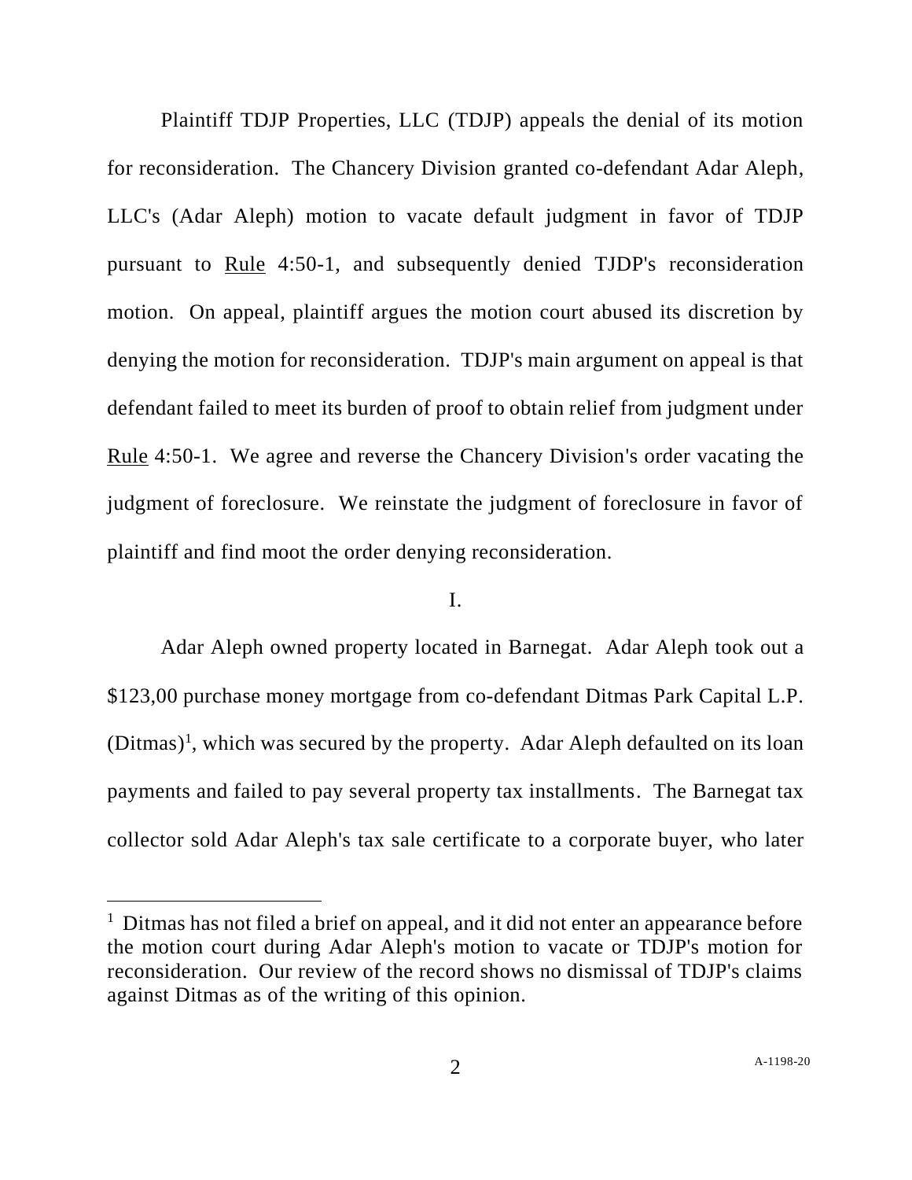Plaintiff TDJP Properties, LLC (TDJP) appeals the denial of its motion for reconsideration. The Chancery Division granted co-defendant Adar Aleph, LLC's (Adar Aleph) motion to vacate default judgment in favor of TDJP pursuant to Rule 4:50-1, and subsequently denied TJDP's reconsideration motion. On appeal, plaintiff argues the motion court abused its discretion by denying the motion for reconsideration. TDJP's main argument on appeal is that defendant failed to meet its burden of proof to obtain relief from judgment under Rule 4:50-1. We agree and reverse the Chancery Division's order vacating the judgment of foreclosure. We reinstate the judgment of foreclosure in favor of plaintiff and find moot the order denying reconsideration.

I.

Adar Aleph owned property located in Barnegat. Adar Aleph took out a $123,00 purchase money mortgage from co-defendant Ditmas Park Capital L.P. (Ditmas)[1], which was secured by the property. Adar Aleph defaulted on its loan payments and failed to pay several property tax installments. The Barnegat tax collector sold Adar Aleph's tax sale certificate to a corporate buyer, who later

[1] Ditmas has not filed a brief on appeal, and it did not enter an appearance before the motion court during Adar Aleph's motion to vacate or TDJP's motion for reconsideration. Our review of the record shows no dismissal of TDJP's claims against Ditmas as of the writing of this opinion.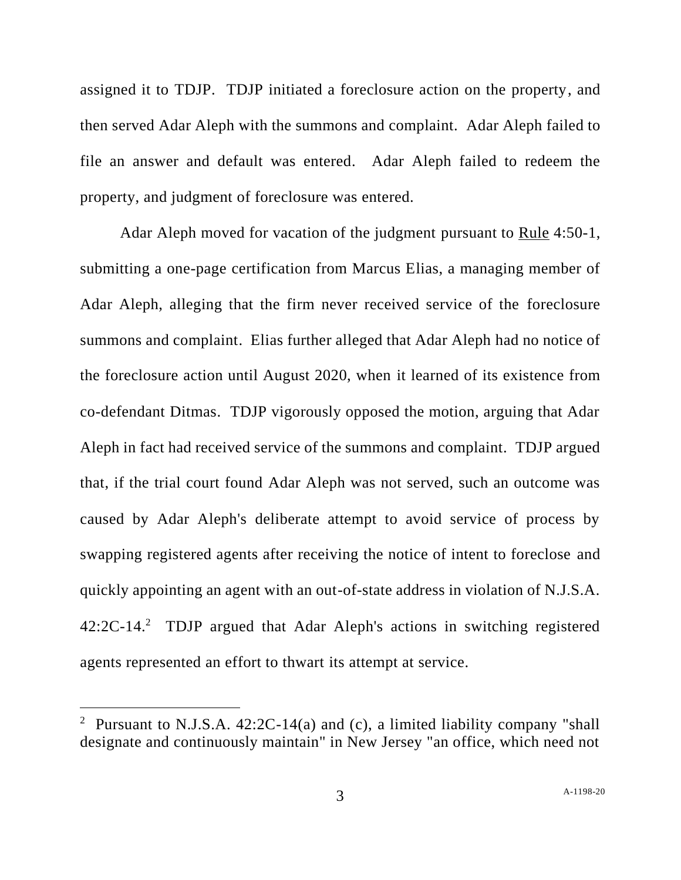assigned it to TDJP. TDJP initiated a foreclosure action on the property, and then served Adar Aleph with the summons and complaint. Adar Aleph failed to file an answer and default was entered. Adar Aleph failed to redeem the property, and judgment of foreclosure was entered.

Adar Aleph moved for vacation of the judgment pursuant to Rule 4:50-1, submitting a one-page certification from Marcus Elias, a managing member of Adar Aleph, alleging that the firm never received service of the foreclosure summons and complaint. Elias further alleged that Adar Aleph had no notice of the foreclosure action until August 2020, when it learned of its existence from co-defendant Ditmas. TDJP vigorously opposed the motion, arguing that Adar Aleph in fact had received service of the summons and complaint. TDJP argued that, if the trial court found Adar Aleph was not served, such an outcome was caused by Adar Aleph's deliberate attempt to avoid service of process by swapping registered agents after receiving the notice of intent to foreclose and quickly appointing an agent with an out-of-state address in violation of N.J.S.A. 42:2C-14.[2] TDJP argued that Adar Aleph's actions in switching registered agents represented an effort to thwart its attempt at service.

---

[2] Pursuant to N.J.S.A. 42:2C-14(a) and (c), a limited liability company "shall designate and continuously maintain" in New Jersey "an office, which need not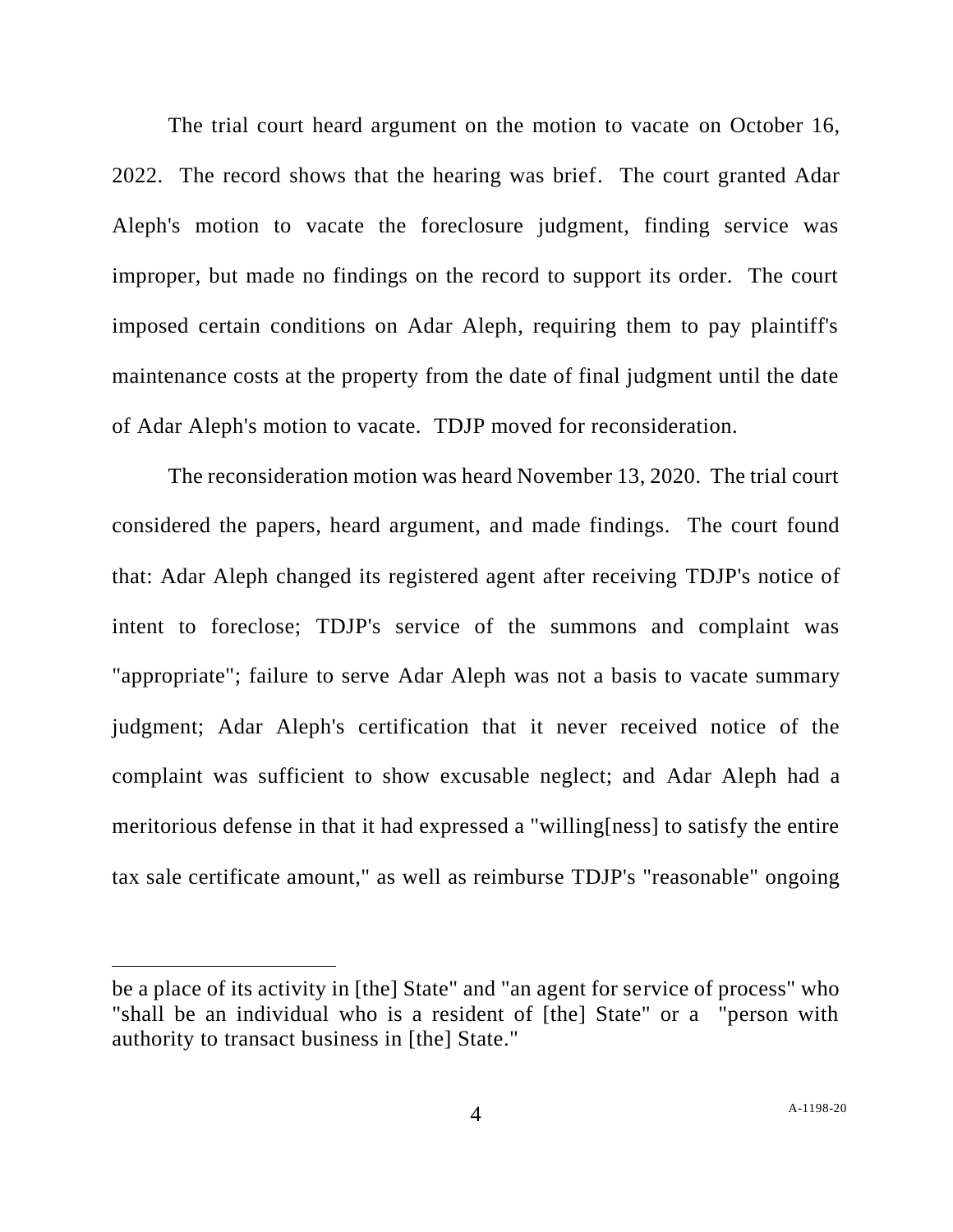The trial court heard argument on the motion to vacate on October 16, 2022. The record shows that the hearing was brief. The court granted Adar Aleph's motion to vacate the foreclosure judgment, finding service was improper, but made no findings on the record to support its order. The court imposed certain conditions on Adar Aleph, requiring them to pay plaintiff's maintenance costs at the property from the date of final judgment until the date of Adar Aleph's motion to vacate. TDJP moved for reconsideration.

The reconsideration motion was heard November 13, 2020. The trial court considered the papers, heard argument, and made findings. The court found that: Adar Aleph changed its registered agent after receiving TDJP's notice of intent to foreclose; TDJP's service of the summons and complaint was "appropriate"; failure to serve Adar Aleph was not a basis to vacate summary judgment; Adar Aleph's certification that it never received notice of the complaint was sufficient to show excusable neglect; and Adar Aleph had a meritorious defense in that it had expressed a "willing[ness] to satisfy the entire tax sale certificate amount," as well as reimburse TDJP's "reasonable" ongoing

---

be a place of its activity in [the] State" and "an agent for service of process" who "shall be an individual who is a resident of [the] State" or a "person with authority to transact business in [the] State."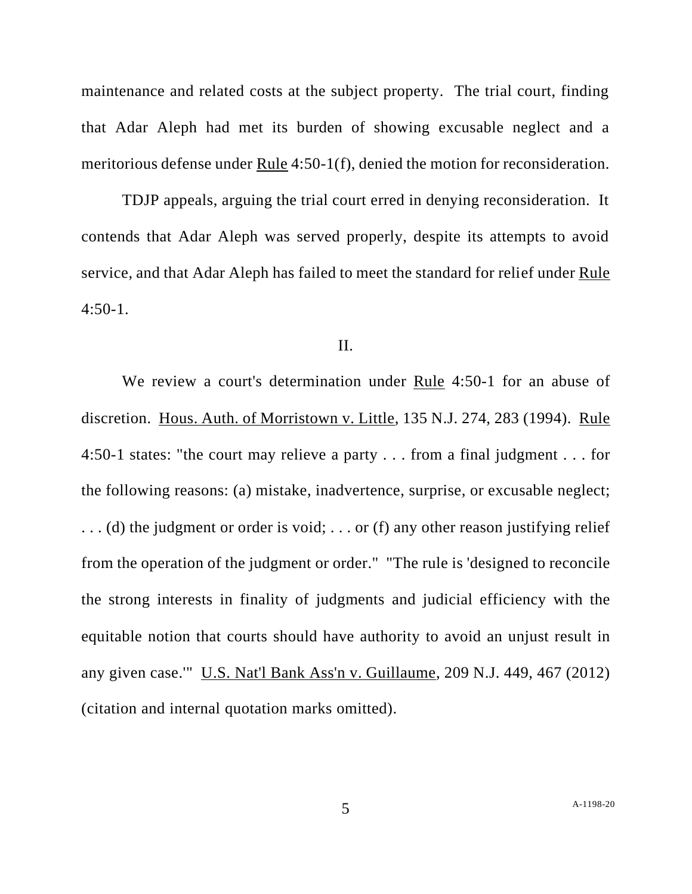maintenance and related costs at the subject property. The trial court, finding that Adar Aleph had met its burden of showing excusable neglect and a meritorious defense under Rule 4:50-1(f), denied the motion for reconsideration.

TDJP appeals, arguing the trial court erred in denying reconsideration. It contends that Adar Aleph was served properly, despite its attempts to avoid service, and that Adar Aleph has failed to meet the standard for relief under Rule 4:50-1.

## II.

We review a court's determination under Rule 4:50-1 for an abuse of discretion. Hous. Auth. of Morristown v. Little, 135 N.J. 274, 283 (1994). Rule 4:50-1 states: "the court may relieve a party . . . from a final judgment . . . for the following reasons: (a) mistake, inadvertence, surprise, or excusable neglect; . . . (d) the judgment or order is void; . . . or (f) any other reason justifying relief from the operation of the judgment or order." "The rule is 'designed to reconcile the strong interests in finality of judgments and judicial efficiency with the equitable notion that courts should have authority to avoid an unjust result in any given case.'" U.S. Nat'l Bank Ass'n v. Guillaume, 209 N.J. 449, 467 (2012) (citation and internal quotation marks omitted).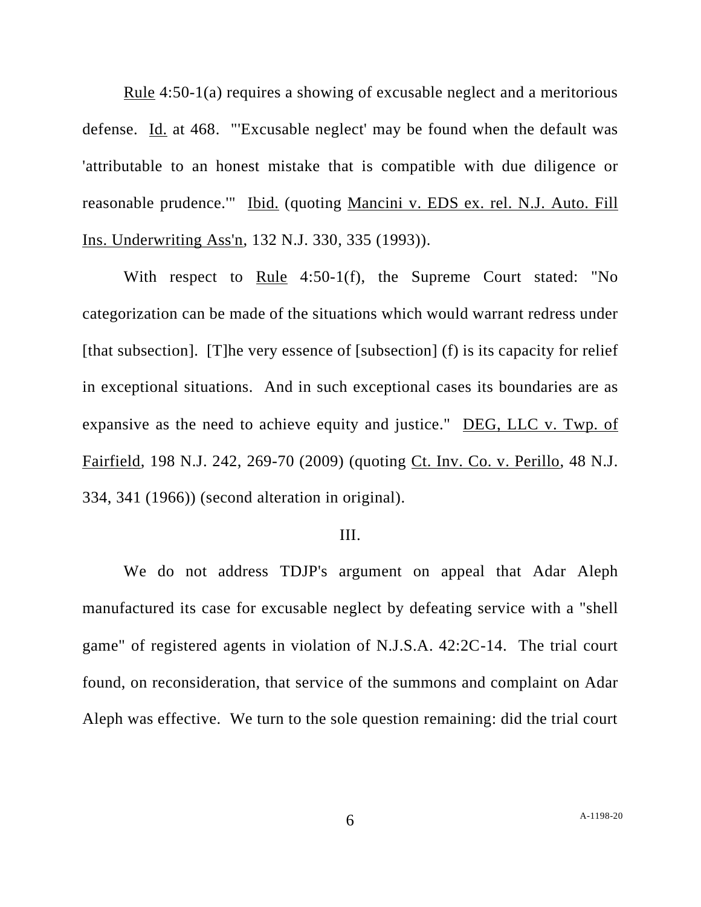Rule 4:50-1(a) requires a showing of excusable neglect and a meritorious defense. Id. at 468. "'Excusable neglect' may be found when the default was 'attributable to an honest mistake that is compatible with due diligence or reasonable prudence.'" Ibid. (quoting Mancini v. EDS ex. rel. N.J. Auto. Fill Ins. Underwriting Ass'n, 132 N.J. 330, 335 (1993)).

With respect to Rule 4:50-1(f), the Supreme Court stated: "No categorization can be made of the situations which would warrant redress under [that subsection]. [T]he very essence of [subsection] (f) is its capacity for relief in exceptional situations. And in such exceptional cases its boundaries are as expansive as the need to achieve equity and justice." DEG, LLC v. Twp. of Fairfield, 198 N.J. 242, 269-70 (2009) (quoting Ct. Inv. Co. v. Perillo, 48 N.J. 334, 341 (1966)) (second alteration in original).

## III.

We do not address TDJP's argument on appeal that Adar Aleph manufactured its case for excusable neglect by defeating service with a "shell game" of registered agents in violation of N.J.S.A. 42:2C-14. The trial court found, on reconsideration, that service of the summons and complaint on Adar Aleph was effective. We turn to the sole question remaining: did the trial court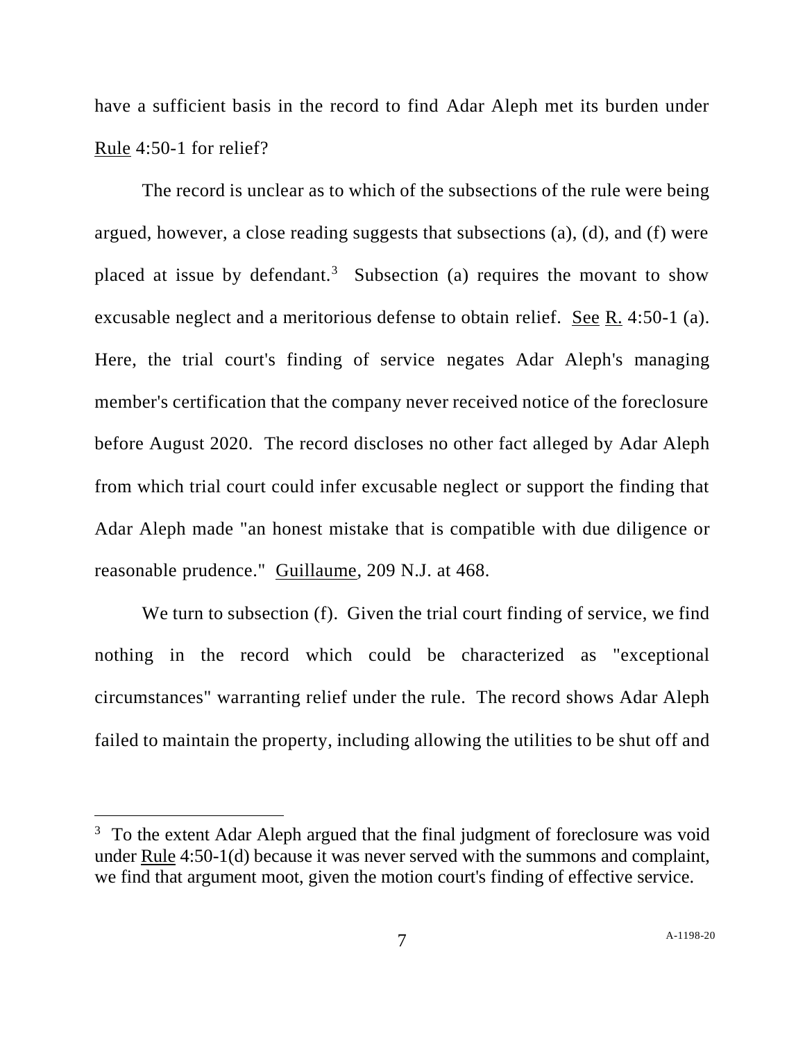have a sufficient basis in the record to find Adar Aleph met its burden under Rule 4:50-1 for relief?

The record is unclear as to which of the subsections of the rule were being argued, however, a close reading suggests that subsections (a), (d), and (f) were placed at issue by defendant.[3] Subsection (a) requires the movant to show excusable neglect and a meritorious defense to obtain relief. See R. 4:50-1 (a). Here, the trial court's finding of service negates Adar Aleph's managing member's certification that the company never received notice of the foreclosure before August 2020. The record discloses no other fact alleged by Adar Aleph from which trial court could infer excusable neglect or support the finding that Adar Aleph made "an honest mistake that is compatible with due diligence or reasonable prudence." Guillaume, 209 N.J. at 468.

We turn to subsection (f). Given the trial court finding of service, we find nothing in the record which could be characterized as "exceptional circumstances" warranting relief under the rule. The record shows Adar Aleph failed to maintain the property, including allowing the utilities to be shut off and

---

[3] To the extent Adar Aleph argued that the final judgment of foreclosure was void under Rule 4:50-1(d) because it was never served with the summons and complaint, we find that argument moot, given the motion court's finding of effective service.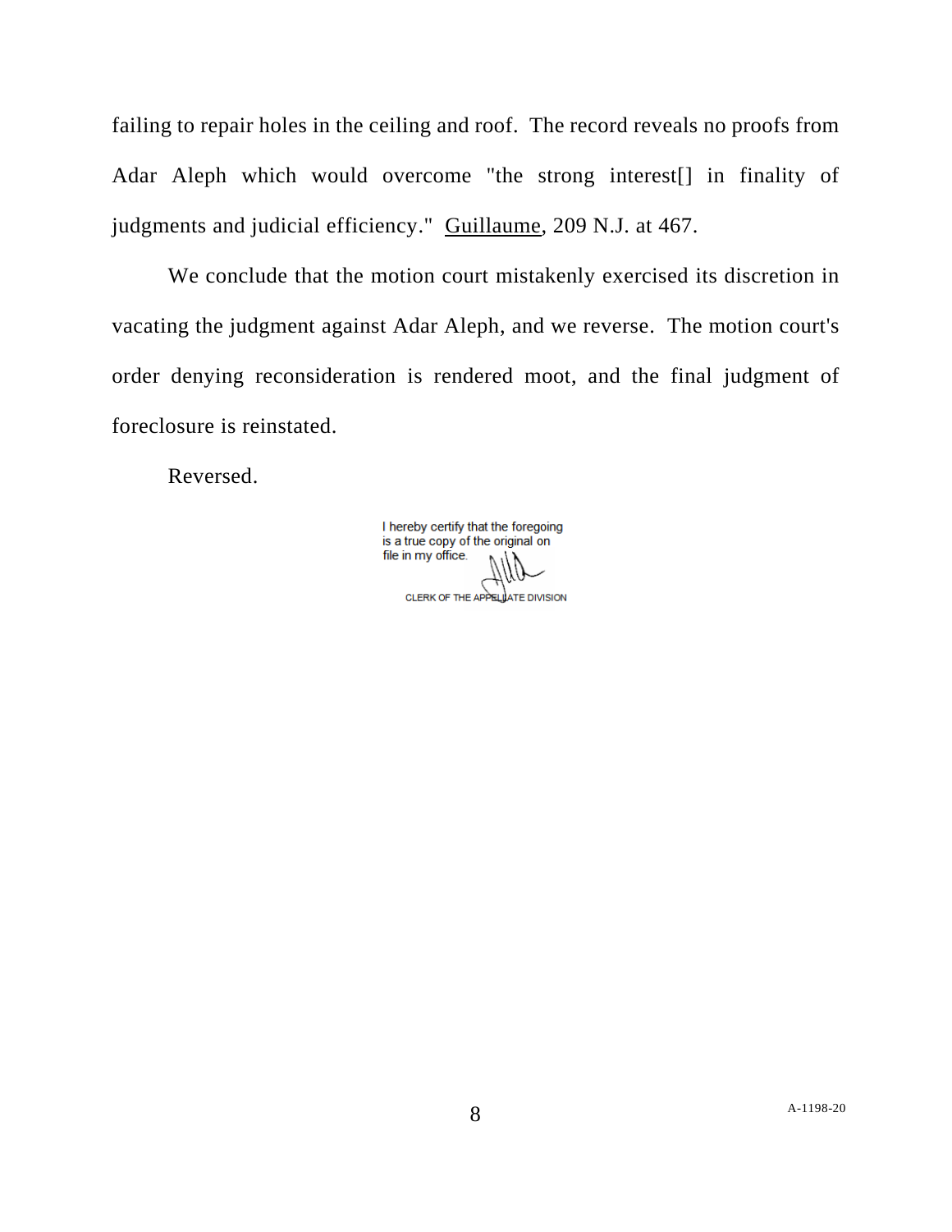failing to repair holes in the ceiling and roof. The record reveals no proofs from Adar Aleph which would overcome "the strong interest[] in finality of judgments and judicial efficiency." Guillaume, 209 N.J. at 467.

We conclude that the motion court mistakenly exercised its discretion in vacating the judgment against Adar Aleph, and we reverse. The motion court's order denying reconsideration is rendered moot, and the final judgment of foreclosure is reinstated.

Reversed.

I hereby certify that the foregoing is a true copy of the original on file in my office.

CLERK OF THE APPELLATE DIVISION